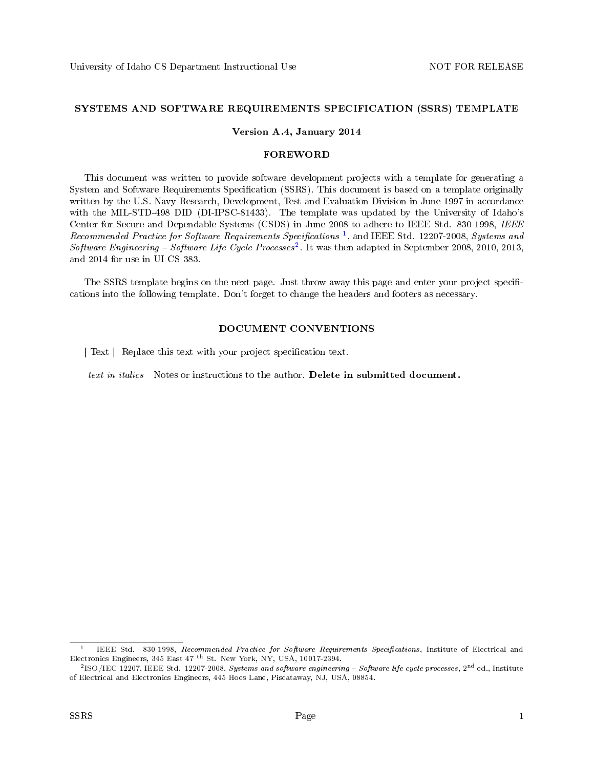# SYSTEMS AND SOFTWARE REQUIREMENTS SPECIFICATION (SSRS) TEMPLATE

**Version A.4, January 2014**

## FOREWORD

This document was written to provide software development projects with a template for generating a System and Software Requirements Specification (SSRS). This document is based on a template originally written by the U.S. Navy Research, Development, Test and Evaluation Division in June 1997 in accordance with the MIL-STD-498 DID (DI-IPSC-81433). The template was updated by the University of Idaho's Center for Secure and Dependable Systems (CSDS) in June 2008 to adhere to IEEE Std. 830-1998, *IEEE Recommended Practice for Software Requirements Specifications* [1], and IEEE Std. 12207-2008, *Systems and Software Engineering – Software Life Cycle Processes*[2]. It was then adapted in September 2008, 2010, 2013, and 2014 for use in UI CS 383.

The SSRS template begins on the next page. Just throw away this page and enter your project specifications into the following template. Don't forget to change the headers and footers as necessary.

## DOCUMENT CONVENTIONS

[ Text ] Replace this text with your project specification text.

*text in italics* Notes or instructions to the author. **Delete in submitted document.**

---

[1] IEEE Std. 830-1998, *Recommended Practice for Software Requirements Specifications*, Institute of Electrical and Electronics Engineers, 345 East 47 th St. New York, NY, USA, 10017-2394.

[2] ISO/IEC 12207, IEEE Std. 12207-2008, *Systems and software engineering – Software life cycle processes*, 2nd ed., Institute of Electrical and Electronics Engineers, 445 Hoes Lane, Piscataway, NJ, USA, 08854.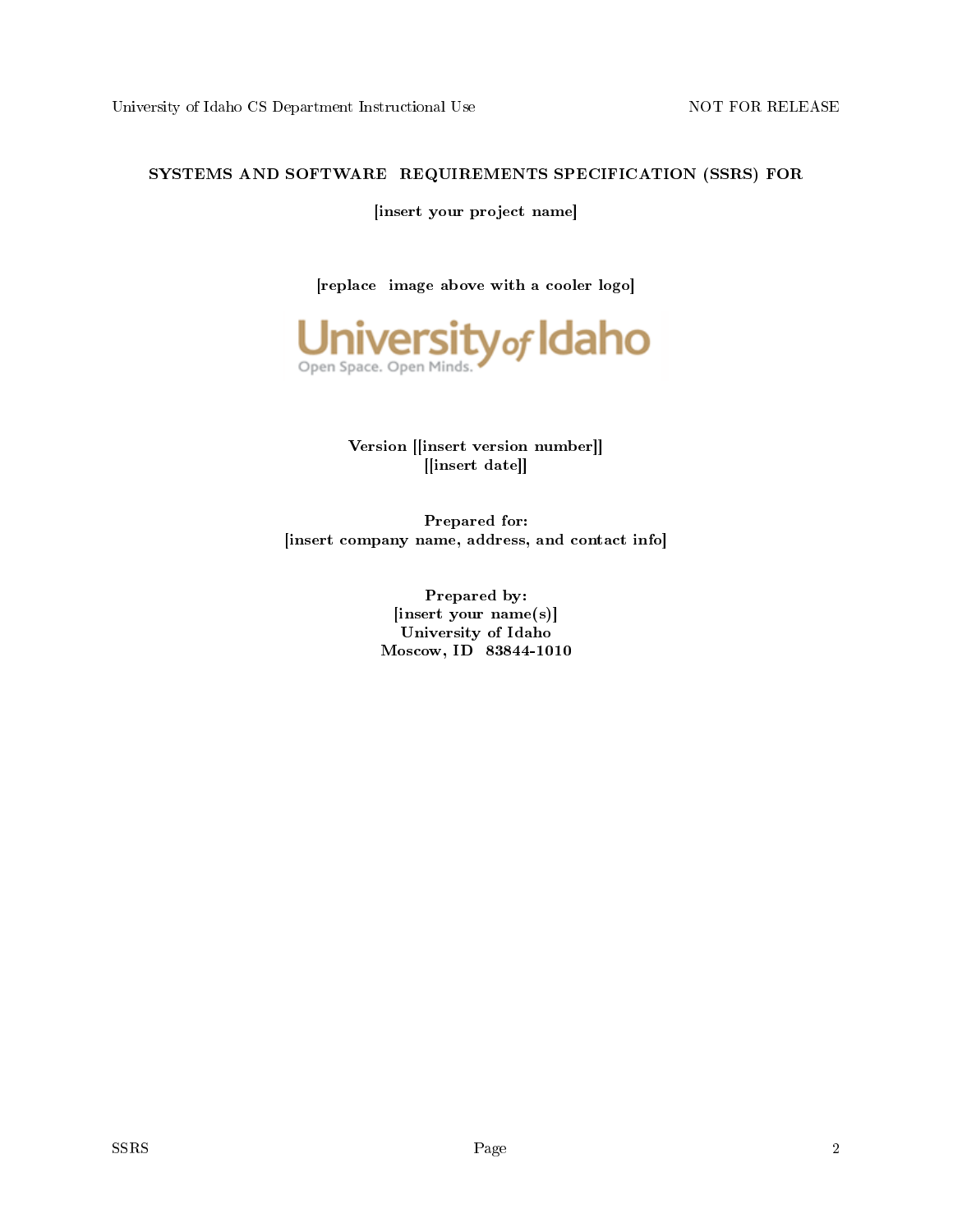**SYSTEMS AND SOFTWARE REQUIREMENTS SPECIFICATION (SSRS) FOR**

**[insert your project name]**

**[replace image above with a cooler logo]**

**Version [[insert version number]]**
**[[insert date]]**

**Prepared for:**
**[insert company name, address, and contact info]**

**Prepared by:**
**[insert your name(s)]**
**University of Idaho**
**Moscow, ID 83844-1010**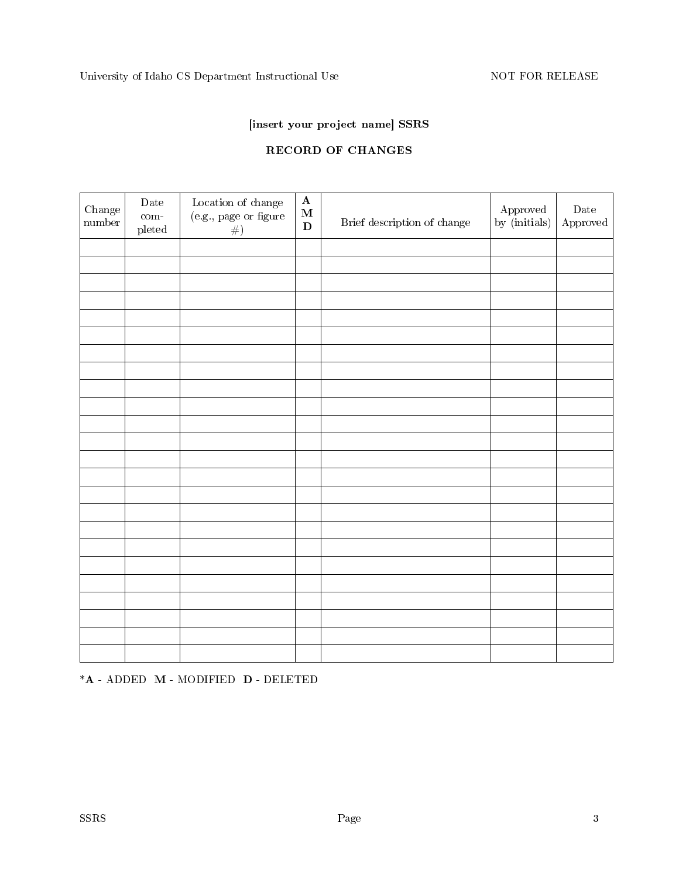**[insert your project name] SSRS**

**RECORD OF CHANGES**

| Change number | Date completed | Location of change (e.g., page or figure #) | **A M D** | Brief description of change | Approved by (initials) | Date Approved |
|---|---|---|---|---|---|---|
| | | | | | | |
| | | | | | | |
| | | | | | | |
| | | | | | | |
| | | | | | | |
| | | | | | | |
| | | | | | | |
| | | | | | | |
| | | | | | | |
| | | | | | | |
| | | | | | | |
| | | | | | | |
| | | | | | | |
| | | | | | | |
| | | | | | | |
| | | | | | | |
| | | | | | | |
| | | | | | | |
| | | | | | | |
| | | | | | | |
| | | | | | | |
| | | | | | | |
| | | | | | | |
| | | | | | | |

*__A__ - ADDED __M__ - MODIFIED __D__ - DELETED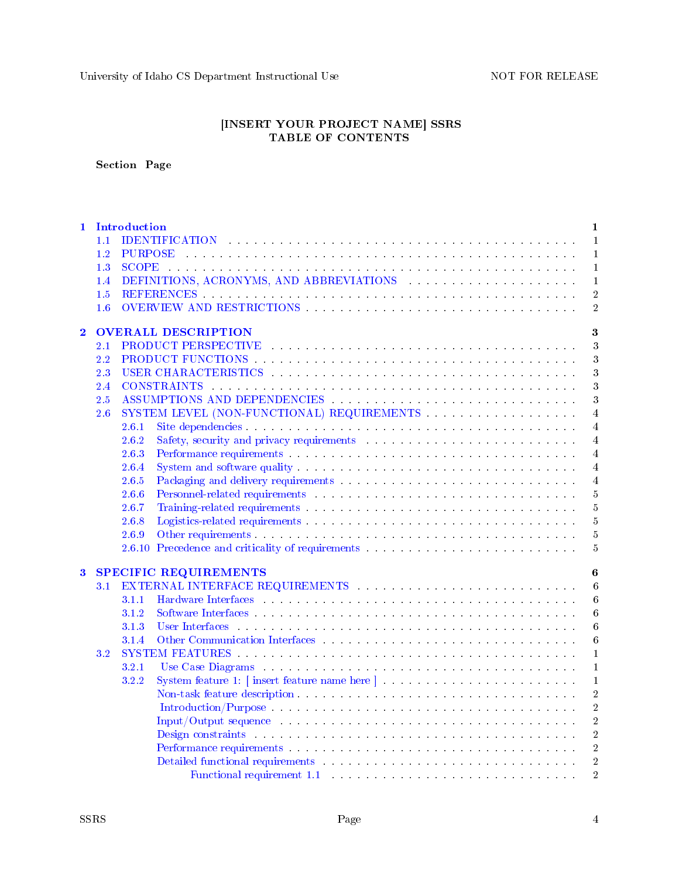# [INSERT YOUR PROJECT NAME] SSRS
# TABLE OF CONTENTS

**Section Page**

| | | |
|---|---|---|
| **1** | **Introduction** | **1** |
| 1.1 | IDENTIFICATION | 1 |
| 1.2 | PURPOSE | 1 |
| 1.3 | SCOPE | 1 |
| 1.4 | DEFINITIONS, ACRONYMS, AND ABBREVIATIONS | 1 |
| 1.5 | REFERENCES | 2 |
| 1.6 | OVERVIEW AND RESTRICTIONS | 2 |
| **2** | **OVERALL DESCRIPTION** | **3** |
| 2.1 | PRODUCT PERSPECTIVE | 3 |
| 2.2 | PRODUCT FUNCTIONS | 3 |
| 2.3 | USER CHARACTERISTICS | 3 |
| 2.4 | CONSTRAINTS | 3 |
| 2.5 | ASSUMPTIONS AND DEPENDENCIES | 3 |
| 2.6 | SYSTEM LEVEL (NON-FUNCTIONAL) REQUIREMENTS | 4 |
| 2.6.1 | Site dependencies | 4 |
| 2.6.2 | Safety, security and privacy requirements | 4 |
| 2.6.3 | Performance requirements | 4 |
| 2.6.4 | System and software quality | 4 |
| 2.6.5 | Packaging and delivery requirements | 4 |
| 2.6.6 | Personnel-related requirements | 5 |
| 2.6.7 | Training-related requirements | 5 |
| 2.6.8 | Logistics-related requirements | 5 |
| 2.6.9 | Other requirements | 5 |
| 2.6.10 | Precedence and criticality of requirements | 5 |
| **3** | **SPECIFIC REQUIREMENTS** | **6** |
| 3.1 | EXTERNAL INTERFACE REQUIREMENTS | 6 |
| 3.1.1 | Hardware Interfaces | 6 |
| 3.1.2 | Software Interfaces | 6 |
| 3.1.3 | User Interfaces | 6 |
| 3.1.4 | Other Communication Interfaces | 6 |
| 3.2 | SYSTEM FEATURES | 1 |
| 3.2.1 | Use Case Diagrams | 1 |
| 3.2.2 | System feature 1: [ insert feature name here ] | 1 |
| | Non-task feature description | 2 |
| | Introduction/Purpose | 2 |
| | Input/Output sequence | 2 |
| | Design constraints | 2 |
| | Performance requirements | 2 |
| | Detailed functional requirements | 2 |
| | Functional requirement 1.1 | 2 |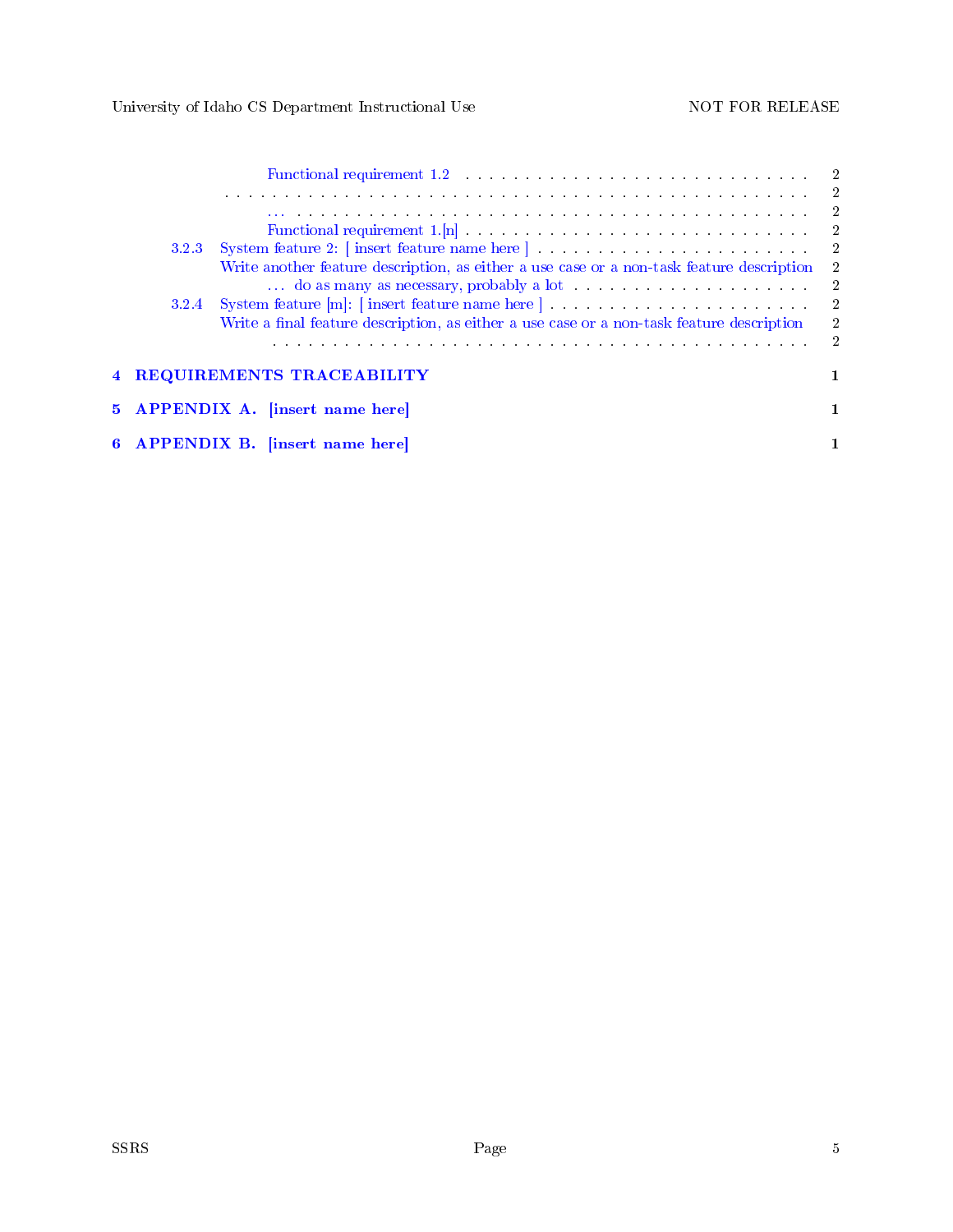Functional requirement 1.2 . . . . . . . . . . . . . . . . . . . . . . . . . . . . . . 2

. . . . . . . . . . . . . . . . . . . . . . . . . . . . . . . . . . . . . . . . . . . . . . . . 2

... . . . . . . . . . . . . . . . . . . . . . . . . . . . . . . . . . . . . . . . . . . . . 2

Functional requirement 1.[n] . . . . . . . . . . . . . . . . . . . . . . . . . . . . . . 2

3.2.3 System feature 2: [ insert feature name here ] . . . . . . . . . . . . . . . . . . . . . . . . 2

Write another feature description, as either a use case or a non-task feature description 2

... do as many as necessary, probably a lot . . . . . . . . . . . . . . . . . . . . . 2

3.2.4 System feature [m]: [ insert feature name here ] . . . . . . . . . . . . . . . . . . . . . . . 2

Write a final feature description, as either a use case or a non-task feature description 2

. . . . . . . . . . . . . . . . . . . . . . . . . . . . . . . . . . . . . . . . . . . . . . 2

**4 REQUIREMENTS TRACEABILITY** **1**

**5 APPENDIX A. [insert name here]** **1**

**6 APPENDIX B. [insert name here]** **1**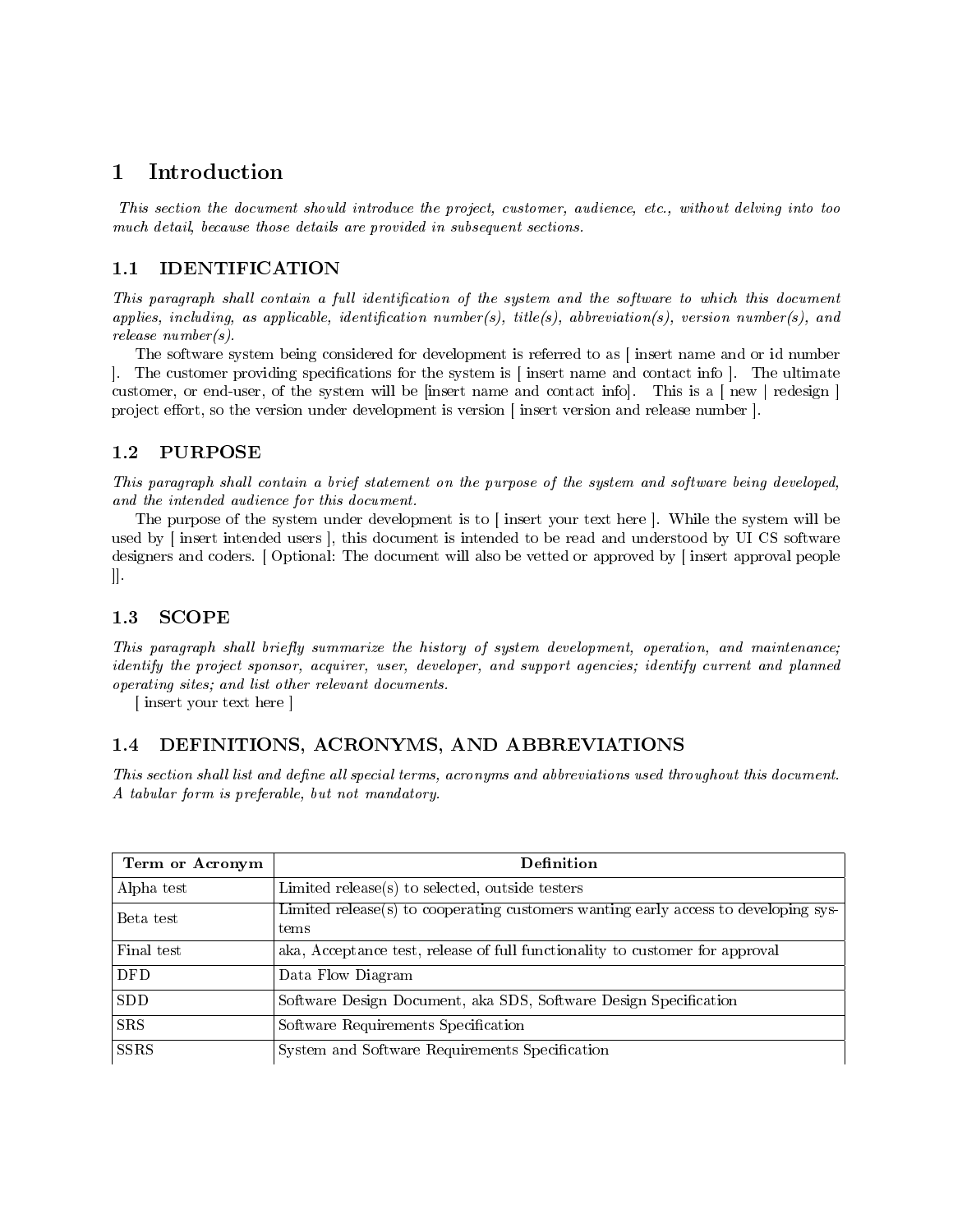# 1 Introduction

*This section the document should introduce the project, customer, audience, etc., without delving into too much detail, because those details are provided in subsequent sections.*

## 1.1 IDENTIFICATION

*This paragraph shall contain a full identification of the system and the software to which this document applies, including, as applicable, identification number(s), title(s), abbreviation(s), version number(s), and release number(s).*

The software system being considered for development is referred to as [ insert name and or id number ]. The customer providing specifications for the system is [ insert name and contact info ]. The ultimate customer, or end-user, of the system will be [insert name and contact info]. This is a [ new | redesign ] project effort, so the version under development is version [ insert version and release number ].

## 1.2 PURPOSE

*This paragraph shall contain a brief statement on the purpose of the system and software being developed, and the intended audience for this document.*

The purpose of the system under development is to [ insert your text here ]. While the system will be used by [ insert intended users ], this document is intended to be read and understood by UI CS software designers and coders. [ Optional: The document will also be vetted or approved by [ insert approval people ]].

## 1.3 SCOPE

*This paragraph shall briefly summarize the history of system development, operation, and maintenance; identify the project sponsor, acquirer, user, developer, and support agencies; identify current and planned operating sites; and list other relevant documents.*

[ insert your text here ]

## 1.4 DEFINITIONS, ACRONYMS, AND ABBREVIATIONS

*This section shall list and define all special terms, acronyms and abbreviations used throughout this document. A tabular form is preferable, but not mandatory.*

| Term or Acronym | Definition |
|---|---|
| Alpha test | Limited release(s) to selected, outside testers |
| Beta test | Limited release(s) to cooperating customers wanting early access to developing systems |
| Final test | aka, Acceptance test, release of full functionality to customer for approval |
| DFD | Data Flow Diagram |
| SDD | Software Design Document, aka SDS, Software Design Specification |
| SRS | Software Requirements Specification |
| SSRS | System and Software Requirements Specification |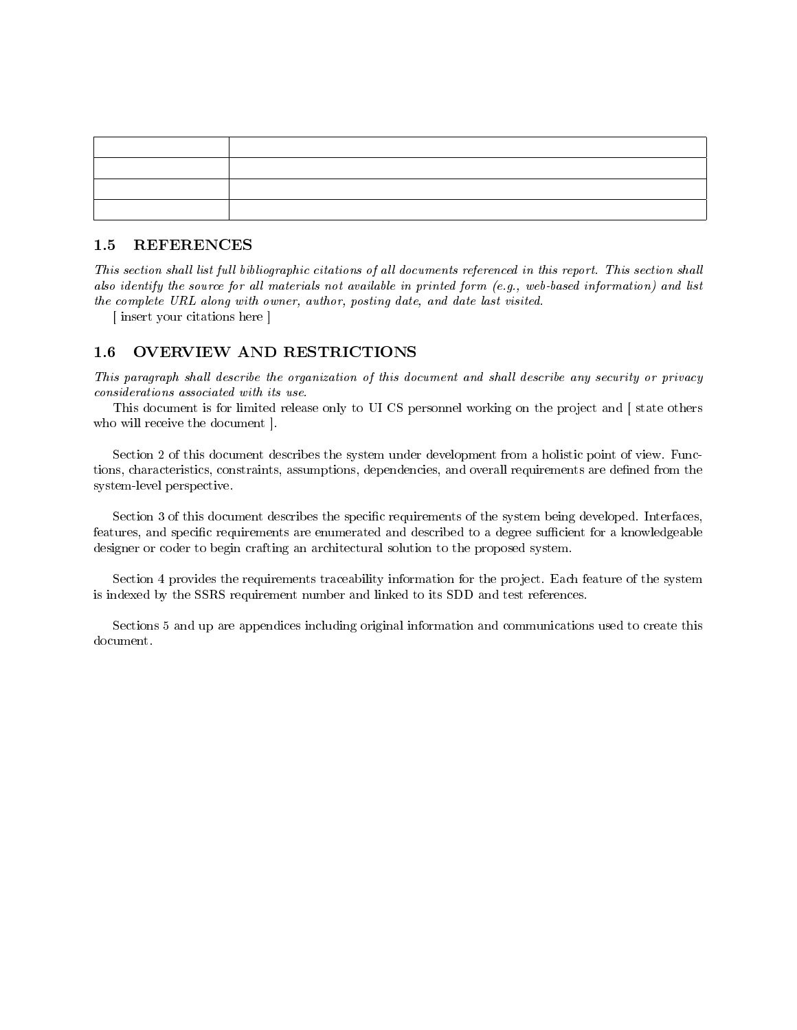| | |
|---|---|
| | |
| | |
| | |

### 1.5 REFERENCES

*This section shall list full bibliographic citations of all documents referenced in this report. This section shall also identify the source for all materials not available in printed form (e.g., web-based information) and list the complete URL along with owner, author, posting date, and date last visited.*

[ insert your citations here ]

### 1.6 OVERVIEW AND RESTRICTIONS

*This paragraph shall describe the organization of this document and shall describe any security or privacy considerations associated with its use.*

This document is for limited release only to UI CS personnel working on the project and [ state others who will receive the document ].

Section 2 of this document describes the system under development from a holistic point of view. Functions, characteristics, constraints, assumptions, dependencies, and overall requirements are defined from the system-level perspective.

Section 3 of this document describes the specific requirements of the system being developed. Interfaces, features, and specific requirements are enumerated and described to a degree sufficient for a knowledgeable designer or coder to begin crafting an architectural solution to the proposed system.

Section 4 provides the requirements traceability information for the project. Each feature of the system is indexed by the SSRS requirement number and linked to its SDD and test references.

Sections 5 and up are appendices including original information and communications used to create this document.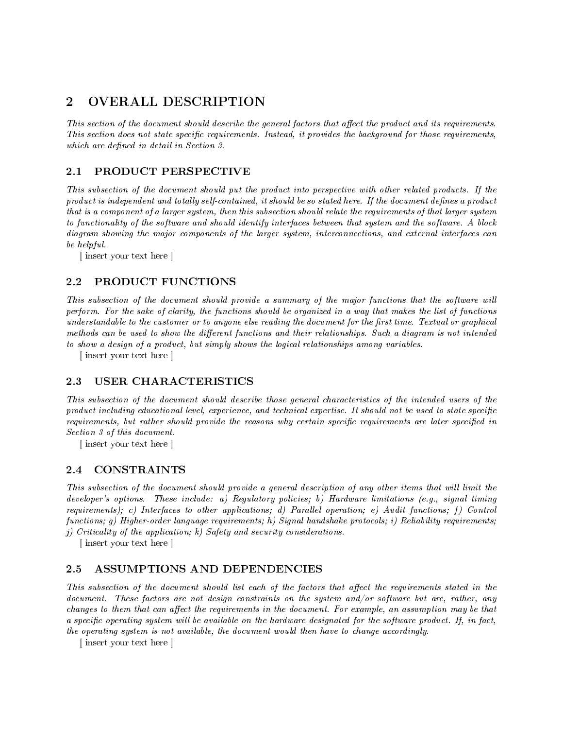# 2 OVERALL DESCRIPTION

*This section of the document should describe the general factors that affect the product and its requirements. This section does not state specific requirements. Instead, it provides the background for those requirements, which are defined in detail in Section 3.*

## 2.1 PRODUCT PERSPECTIVE

*This subsection of the document should put the product into perspective with other related products. If the product is independent and totally self-contained, it should be so stated here. If the document defines a product that is a component of a larger system, then this subsection should relate the requirements of that larger system to functionality of the software and should identify interfaces between that system and the software. A block diagram showing the major components of the larger system, interconnections, and external interfaces can be helpful.*

[ insert your text here ]

## 2.2 PRODUCT FUNCTIONS

*This subsection of the document should provide a summary of the major functions that the software will perform. For the sake of clarity, the functions should be organized in a way that makes the list of functions understandable to the customer or to anyone else reading the document for the first time. Textual or graphical methods can be used to show the different functions and their relationships. Such a diagram is not intended to show a design of a product, but simply shows the logical relationships among variables.*

[ insert your text here ]

## 2.3 USER CHARACTERISTICS

*This subsection of the document should describe those general characteristics of the intended users of the product including educational level, experience, and technical expertise. It should not be used to state specific requirements, but rather should provide the reasons why certain specific requirements are later specified in Section 3 of this document.*

[ insert your text here ]

## 2.4 CONSTRAINTS

*This subsection of the document should provide a general description of any other items that will limit the developer's options. These include: a) Regulatory policies; b) Hardware limitations (e.g., signal timing requirements); c) Interfaces to other applications; d) Parallel operation; e) Audit functions; f) Control functions; g) Higher-order language requirements; h) Signal handshake protocols; i) Reliability requirements; j) Criticality of the application; k) Safety and security considerations.*

[ insert your text here ]

## 2.5 ASSUMPTIONS AND DEPENDENCIES

*This subsection of the document should list each of the factors that affect the requirements stated in the document. These factors are not design constraints on the system and/or software but are, rather, any changes to them that can affect the requirements in the document. For example, an assumption may be that a specific operating system will be available on the hardware designated for the software product. If, in fact, the operating system is not available, the document would then have to change accordingly.*

[ insert your text here ]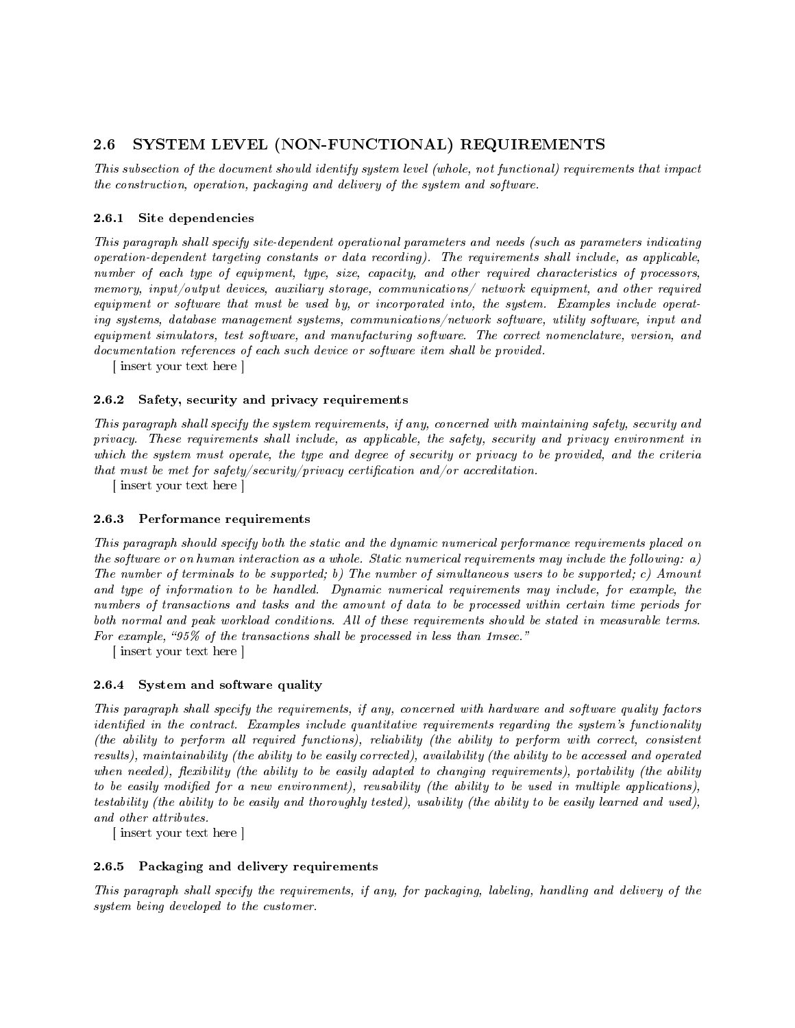## 2.6 SYSTEM LEVEL (NON-FUNCTIONAL) REQUIREMENTS

*This subsection of the document should identify system level (whole, not functional) requirements that impact the construction, operation, packaging and delivery of the system and software.*

### 2.6.1 Site dependencies

*This paragraph shall specify site-dependent operational parameters and needs (such as parameters indicating operation-dependent targeting constants or data recording). The requirements shall include, as applicable, number of each type of equipment, type, size, capacity, and other required characteristics of processors, memory, input/output devices, auxiliary storage, communications/ network equipment, and other required equipment or software that must be used by, or incorporated into, the system. Examples include operating systems, database management systems, communications/network software, utility software, input and equipment simulators, test software, and manufacturing software. The correct nomenclature, version, and documentation references of each such device or software item shall be provided.*

[ insert your text here ]

### 2.6.2 Safety, security and privacy requirements

*This paragraph shall specify the system requirements, if any, concerned with maintaining safety, security and privacy. These requirements shall include, as applicable, the safety, security and privacy environment in which the system must operate, the type and degree of security or privacy to be provided, and the criteria that must be met for safety/security/privacy certification and/or accreditation.*

[ insert your text here ]

### 2.6.3 Performance requirements

*This paragraph should specify both the static and the dynamic numerical performance requirements placed on the software or on human interaction as a whole. Static numerical requirements may include the following: a) The number of terminals to be supported; b) The number of simultaneous users to be supported; c) Amount and type of information to be handled. Dynamic numerical requirements may include, for example, the numbers of transactions and tasks and the amount of data to be processed within certain time periods for both normal and peak workload conditions. All of these requirements should be stated in measurable terms. For example, "95% of the transactions shall be processed in less than 1msec."*

[ insert your text here ]

### 2.6.4 System and software quality

*This paragraph shall specify the requirements, if any, concerned with hardware and software quality factors identified in the contract. Examples include quantitative requirements regarding the system's functionality (the ability to perform all required functions), reliability (the ability to perform with correct, consistent results), maintainability (the ability to be easily corrected), availability (the ability to be accessed and operated when needed), flexibility (the ability to be easily adapted to changing requirements), portability (the ability to be easily modified for a new environment), reusability (the ability to be used in multiple applications), testability (the ability to be easily and thoroughly tested), usability (the ability to be easily learned and used), and other attributes.*

[ insert your text here ]

### 2.6.5 Packaging and delivery requirements

*This paragraph shall specify the requirements, if any, for packaging, labeling, handling and delivery of the system being developed to the customer.*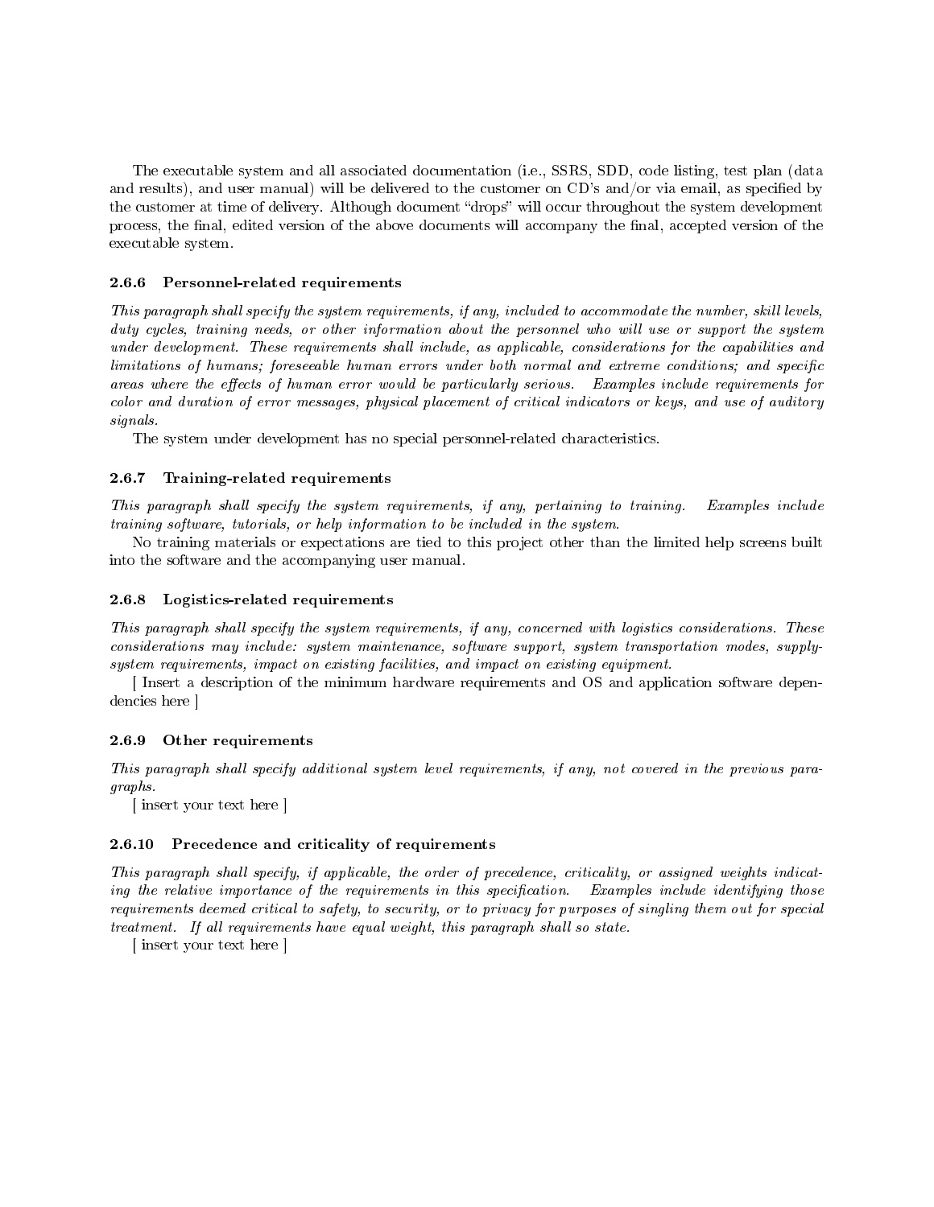The executable system and all associated documentation (i.e., SSRS, SDD, code listing, test plan (data and results), and user manual) will be delivered to the customer on CD's and/or via email, as specified by the customer at time of delivery. Although document "drops" will occur throughout the system development process, the final, edited version of the above documents will accompany the final, accepted version of the executable system.

#### 2.6.6 Personnel-related requirements

*This paragraph shall specify the system requirements, if any, included to accommodate the number, skill levels, duty cycles, training needs, or other information about the personnel who will use or support the system under development. These requirements shall include, as applicable, considerations for the capabilities and limitations of humans; foreseeable human errors under both normal and extreme conditions; and specific areas where the effects of human error would be particularly serious. Examples include requirements for color and duration of error messages, physical placement of critical indicators or keys, and use of auditory signals.*

The system under development has no special personnel-related characteristics.

#### 2.6.7 Training-related requirements

*This paragraph shall specify the system requirements, if any, pertaining to training. Examples include training software, tutorials, or help information to be included in the system.*

No training materials or expectations are tied to this project other than the limited help screens built into the software and the accompanying user manual.

#### 2.6.8 Logistics-related requirements

*This paragraph shall specify the system requirements, if any, concerned with logistics considerations. These considerations may include: system maintenance, software support, system transportation modes, supply-system requirements, impact on existing facilities, and impact on existing equipment.*

[ Insert a description of the minimum hardware requirements and OS and application software dependencies here ]

#### 2.6.9 Other requirements

*This paragraph shall specify additional system level requirements, if any, not covered in the previous paragraphs.*

[ insert your text here ]

#### 2.6.10 Precedence and criticality of requirements

*This paragraph shall specify, if applicable, the order of precedence, criticality, or assigned weights indicating the relative importance of the requirements in this specification. Examples include identifying those requirements deemed critical to safety, to security, or to privacy for purposes of singling them out for special treatment. If all requirements have equal weight, this paragraph shall so state.*

[ insert your text here ]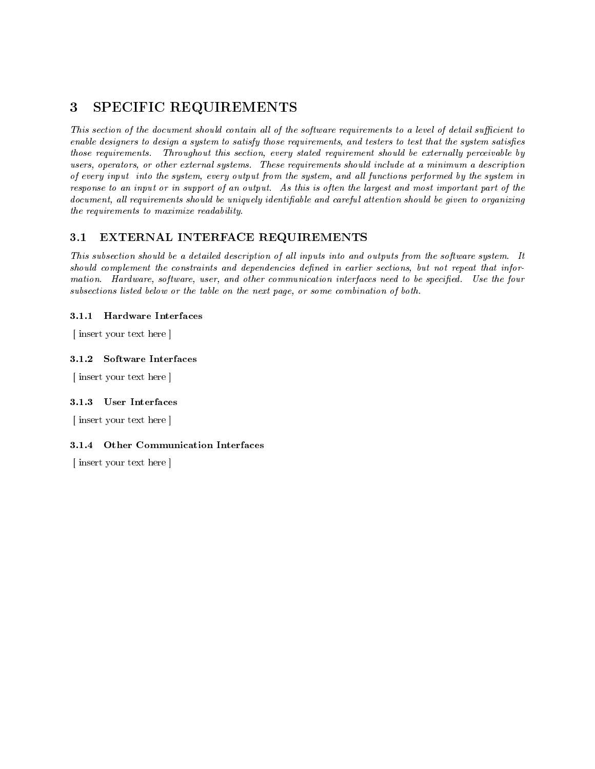# 3 SPECIFIC REQUIREMENTS

*This section of the document should contain all of the software requirements to a level of detail sufficient to enable designers to design a system to satisfy those requirements, and testers to test that the system satisfies those requirements. Throughout this section, every stated requirement should be externally perceivable by users, operators, or other external systems. These requirements should include at a minimum a description of every input into the system, every output from the system, and all functions performed by the system in response to an input or in support of an output. As this is often the largest and most important part of the document, all requirements should be uniquely identifiable and careful attention should be given to organizing the requirements to maximize readability.*

## 3.1 EXTERNAL INTERFACE REQUIREMENTS

*This subsection should be a detailed description of all inputs into and outputs from the software system. It should complement the constraints and dependencies defined in earlier sections, but not repeat that information. Hardware, software, user, and other communication interfaces need to be specified. Use the four subsections listed below or the table on the next page, or some combination of both.*

### 3.1.1 Hardware Interfaces

[ insert your text here ]

### 3.1.2 Software Interfaces

[ insert your text here ]

### 3.1.3 User Interfaces

[ insert your text here ]

### 3.1.4 Other Communication Interfaces

[ insert your text here ]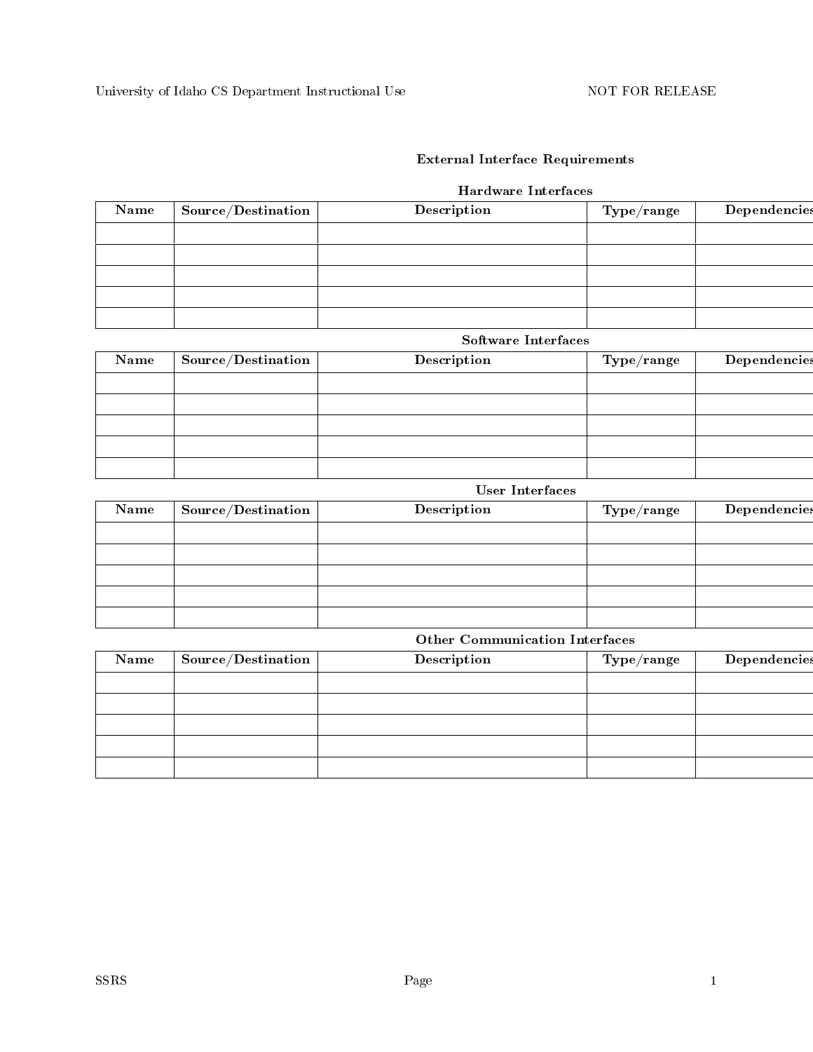## External Interface Requirements

### Hardware Interfaces

| Name | Source/Destination | Description | Type/range | Dependencies |
|---|---|---|---|---|
| | | | | |
| | | | | |
| | | | | |
| | | | | |
| | | | | |

### Software Interfaces

| Name | Source/Destination | Description | Type/range | Dependencies |
|---|---|---|---|---|
| | | | | |
| | | | | |
| | | | | |
| | | | | |
| | | | | |

### User Interfaces

| Name | Source/Destination | Description | Type/range | Dependencies |
|---|---|---|---|---|
| | | | | |
| | | | | |
| | | | | |
| | | | | |
| | | | | |

### Other Communication Interfaces

| Name | Source/Destination | Description | Type/range | Dependencies |
|---|---|---|---|---|
| | | | | |
| | | | | |
| | | | | |
| | | | | |
| | | | | |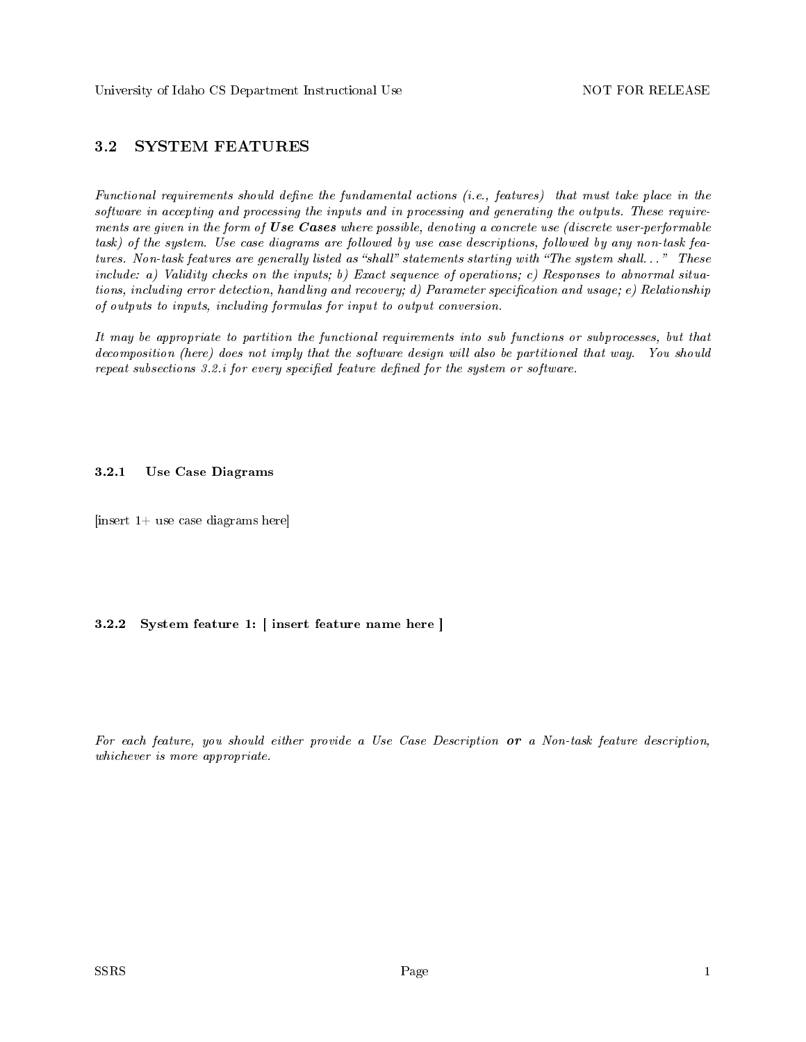## 3.2 SYSTEM FEATURES

*Functional requirements should define the fundamental actions (i.e., features) that must take place in the software in accepting and processing the inputs and in processing and generating the outputs. These requirements are given in the form of* ***Use Cases*** *where possible, denoting a concrete use (discrete user-performable task) of the system. Use case diagrams are followed by use case descriptions, followed by any non-task features. Non-task features are generally listed as "shall" statements starting with "The system shall..." These include: a) Validity checks on the inputs; b) Exact sequence of operations; c) Responses to abnormal situations, including error detection, handling and recovery; d) Parameter specification and usage; e) Relationship of outputs to inputs, including formulas for input to output conversion.*

*It may be appropriate to partition the functional requirements into sub functions or subprocesses, but that decomposition (here) does not imply that the software design will also be partitioned that way. You should repeat subsections 3.2.i for every specified feature defined for the system or software.*

### 3.2.1 Use Case Diagrams

[insert 1+ use case diagrams here]

### 3.2.2 System feature 1: [ insert feature name here ]

*For each feature, you should either provide a Use Case Description* ***or*** *a Non-task feature description, whichever is more appropriate.*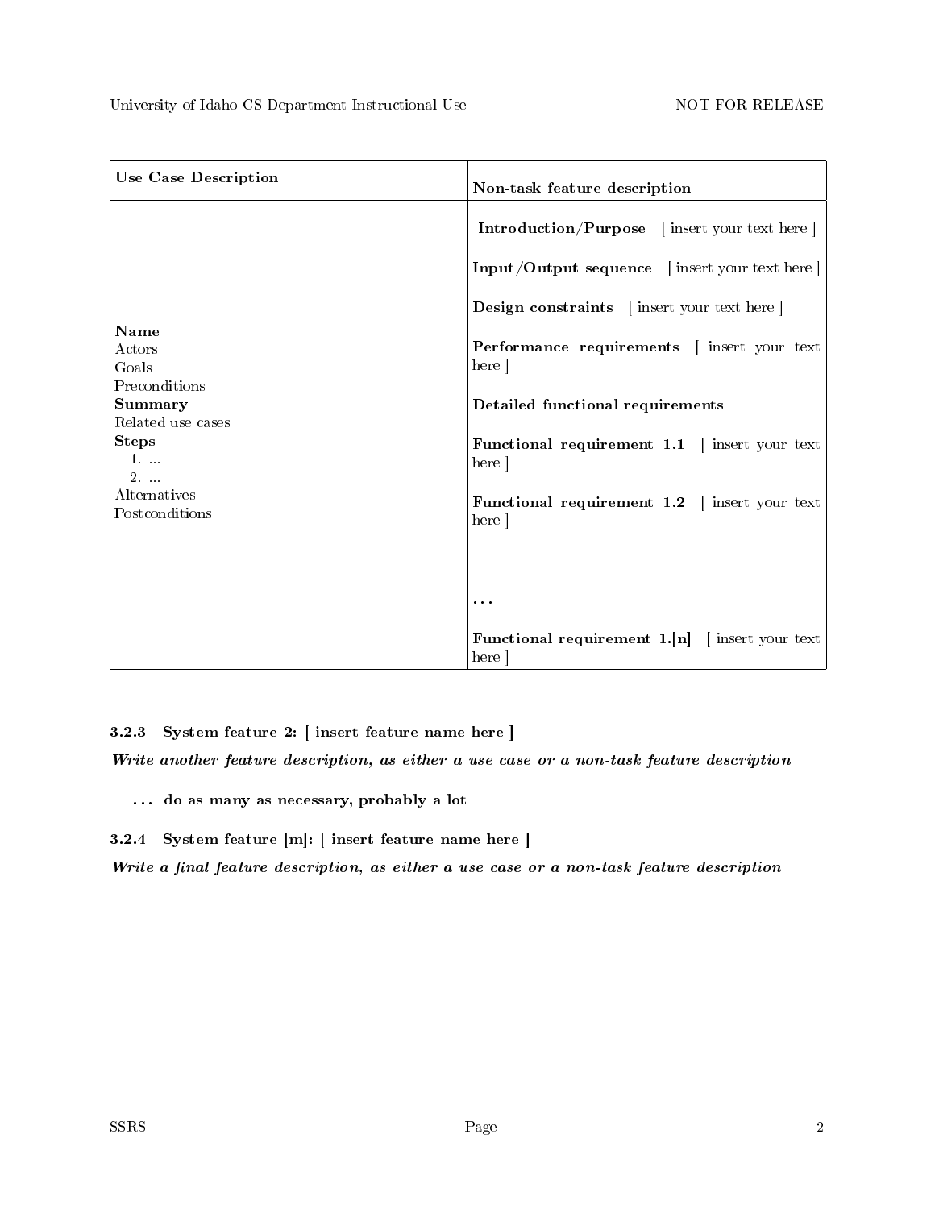| Use Case Description | Non-task feature description |
| --- | --- |
| **Name**<br>Actors<br>Goals<br>Preconditions<br>**Summary**<br>Related use cases<br>**Steps**<br>1. ...<br>2. ...<br>Alternatives<br>Postconditions | **Introduction/Purpose** [ insert your text here ]<br><br>**Input/Output sequence** [ insert your text here ]<br><br>**Design constraints** [ insert your text here ]<br><br>**Performance requirements** [ insert your text here ]<br><br>**Detailed functional requirements**<br><br>**Functional requirement 1.1** [ insert your text here ]<br><br>**Functional requirement 1.2** [ insert your text here ]<br><br>**...**<br><br>**Functional requirement 1.[n]** [ insert your text here ] |

#### 3.2.3 System feature 2: [ insert feature name here ]

***Write another feature description, as either a use case or a non-task feature description***

**... do as many as necessary, probably a lot**

#### 3.2.4 System feature [m]: [ insert feature name here ]

***Write a final feature description, as either a use case or a non-task feature description***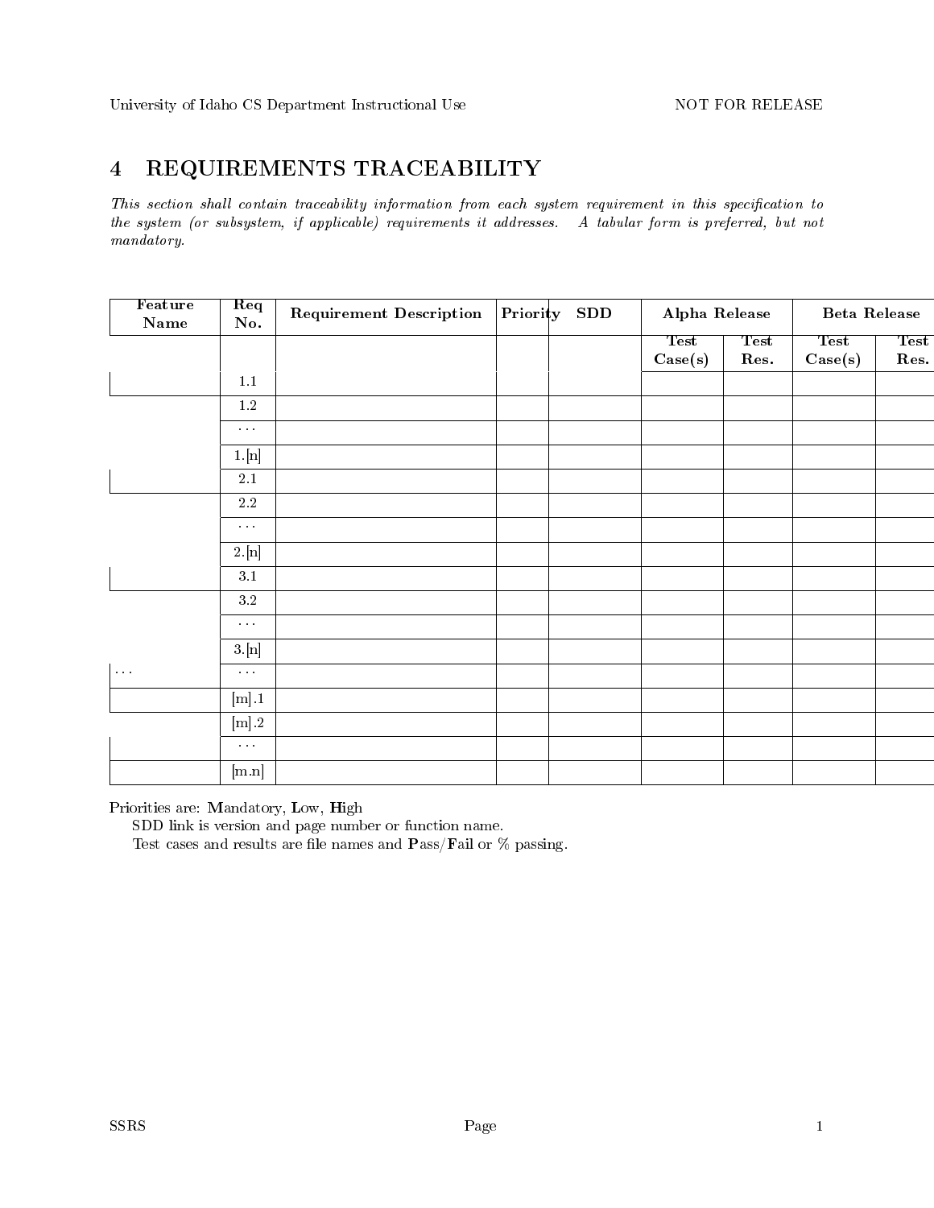# 4 REQUIREMENTS TRACEABILITY

*This section shall contain traceability information from each system requirement in this specification to the system (or subsystem, if applicable) requirements it addresses. A tabular form is preferred, but not mandatory.*

| Feature Name | Req No. | Requirement Description | Priority | SDD | Alpha Release | | Beta Release | |
|---|---|---|---|---|---|---|---|---|
| | | | | | Test Case(s) | Test Res. | Test Case(s) | Test Res. |
| | 1.1 | | | | | | | |
| | 1.2 | | | | | | | |
| | . . . | | | | | | | |
| | 1.[n] | | | | | | | |
| | 2.1 | | | | | | | |
| | 2.2 | | | | | | | |
| | . . . | | | | | | | |
| | 2.[n] | | | | | | | |
| | 3.1 | | | | | | | |
| | 3.2 | | | | | | | |
| | . . . | | | | | | | |
| | 3.[n] | | | | | | | |
| . . . | . . . | | | | | | | |
| | [m].1 | | | | | | | |
| | [m].2 | | | | | | | |
| | . . . | | | | | | | |
| | [m.n] | | | | | | | |

Priorities are: **M**andatory, **L**ow, **H**igh

SDD link is version and page number or function name.

Test cases and results are file names and **P**ass/**F**ail or % passing.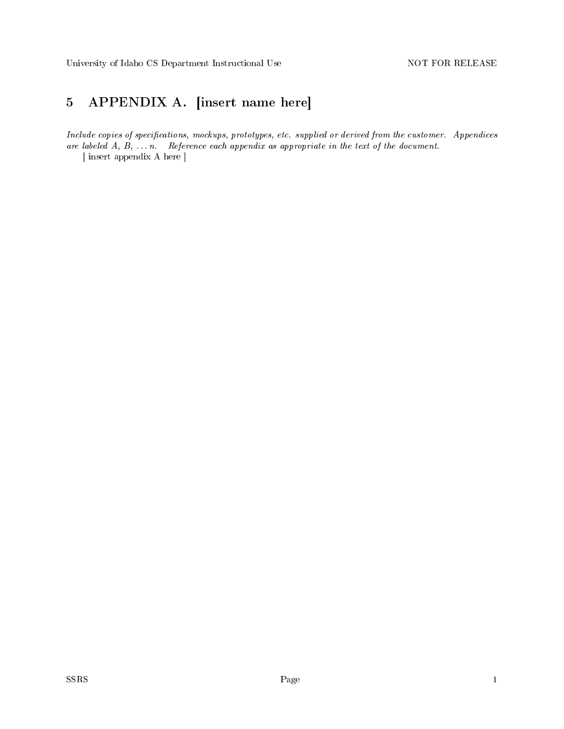# 5 APPENDIX A. [insert name here]

*Include copies of specifications, mockups, prototypes, etc. supplied or derived from the customer. Appendices are labeled A, B, ... n. Reference each appendix as appropriate in the text of the document.*

[ insert appendix A here ]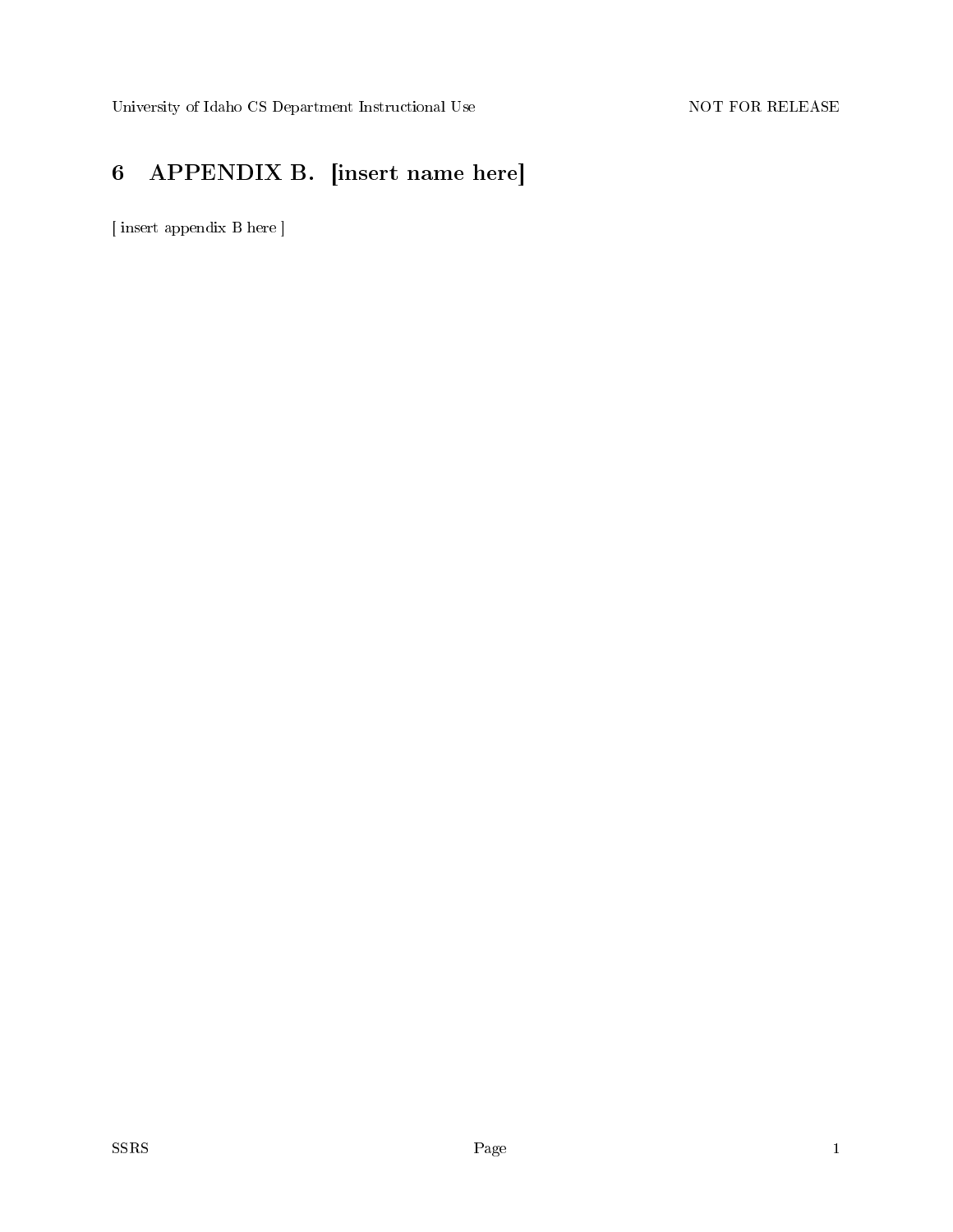# 6 APPENDIX B. [insert name here]

[ insert appendix B here ]